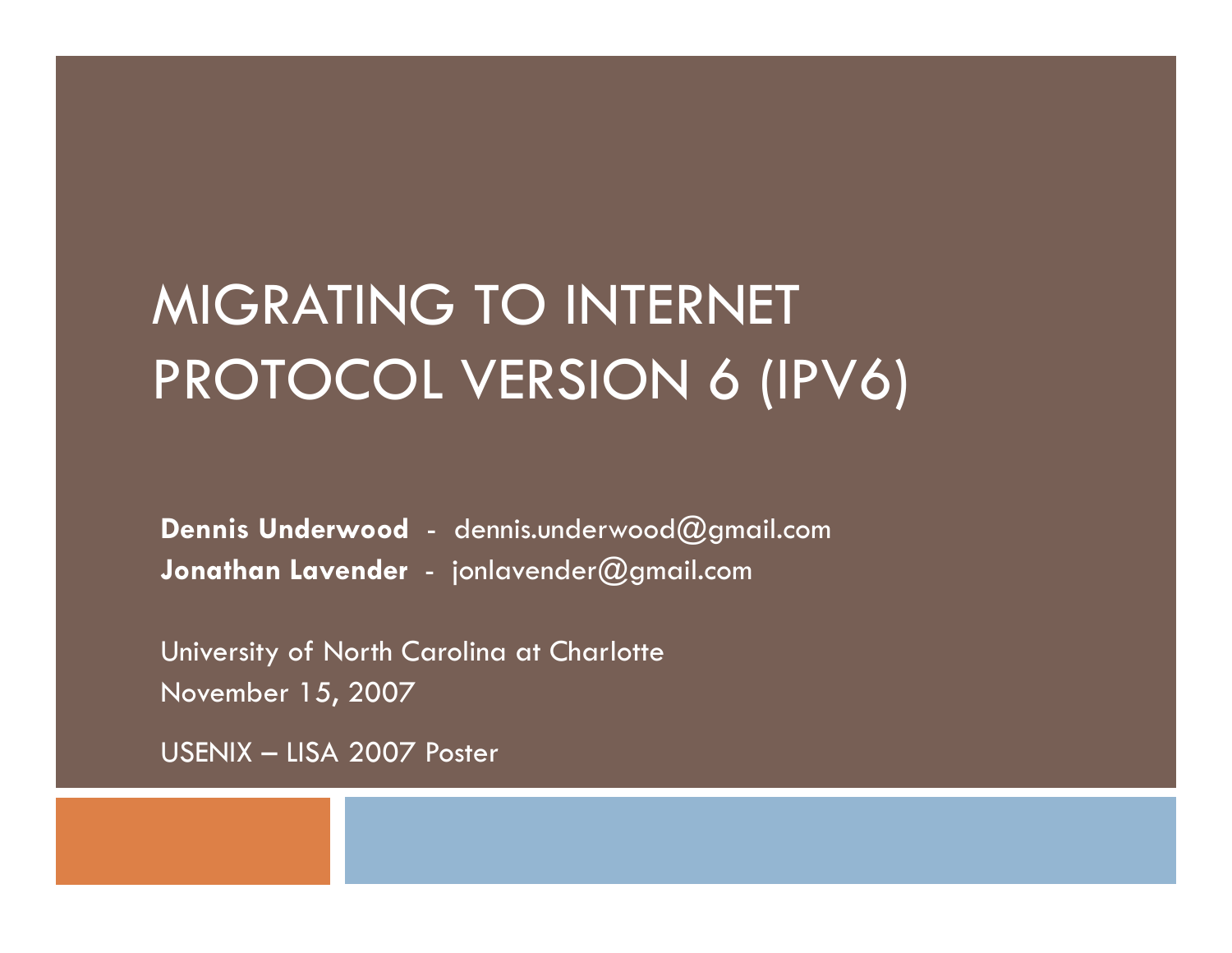# MIGRATING TO INTERNET PROTOCOL VERSION 6 (IPV6)

**Dennis Underwood** - dennis.underwood@gmail.com
**Jonathan Lavender** - jonlavender@gmail.com

University of North Carolina at Charlotte
November 15, 2007

USENIX – LISA 2007 Poster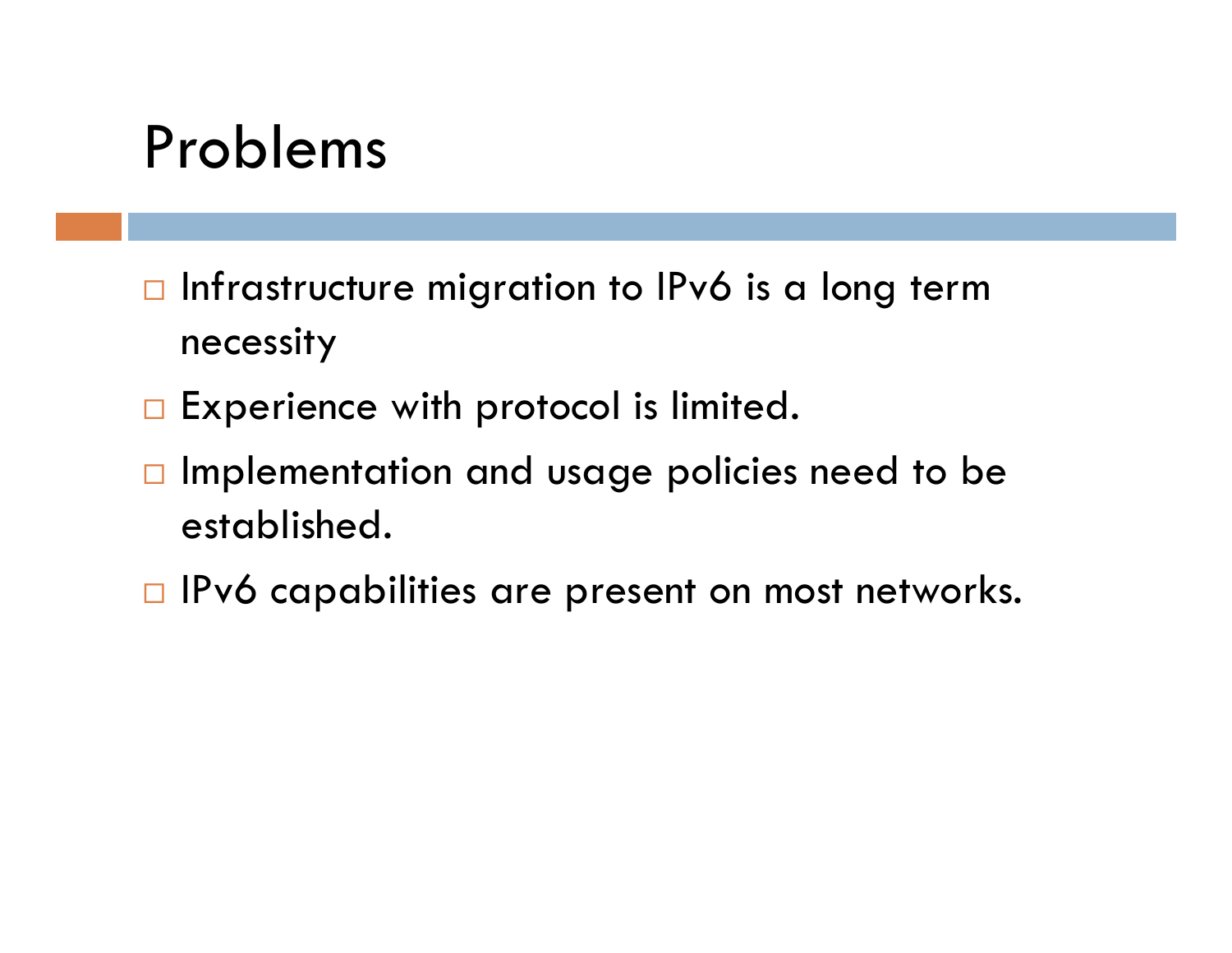# Problems

- Infrastructure migration to IPv6 is a long term necessity
- Experience with protocol is limited.
- Implementation and usage policies need to be established.
- IPv6 capabilities are present on most networks.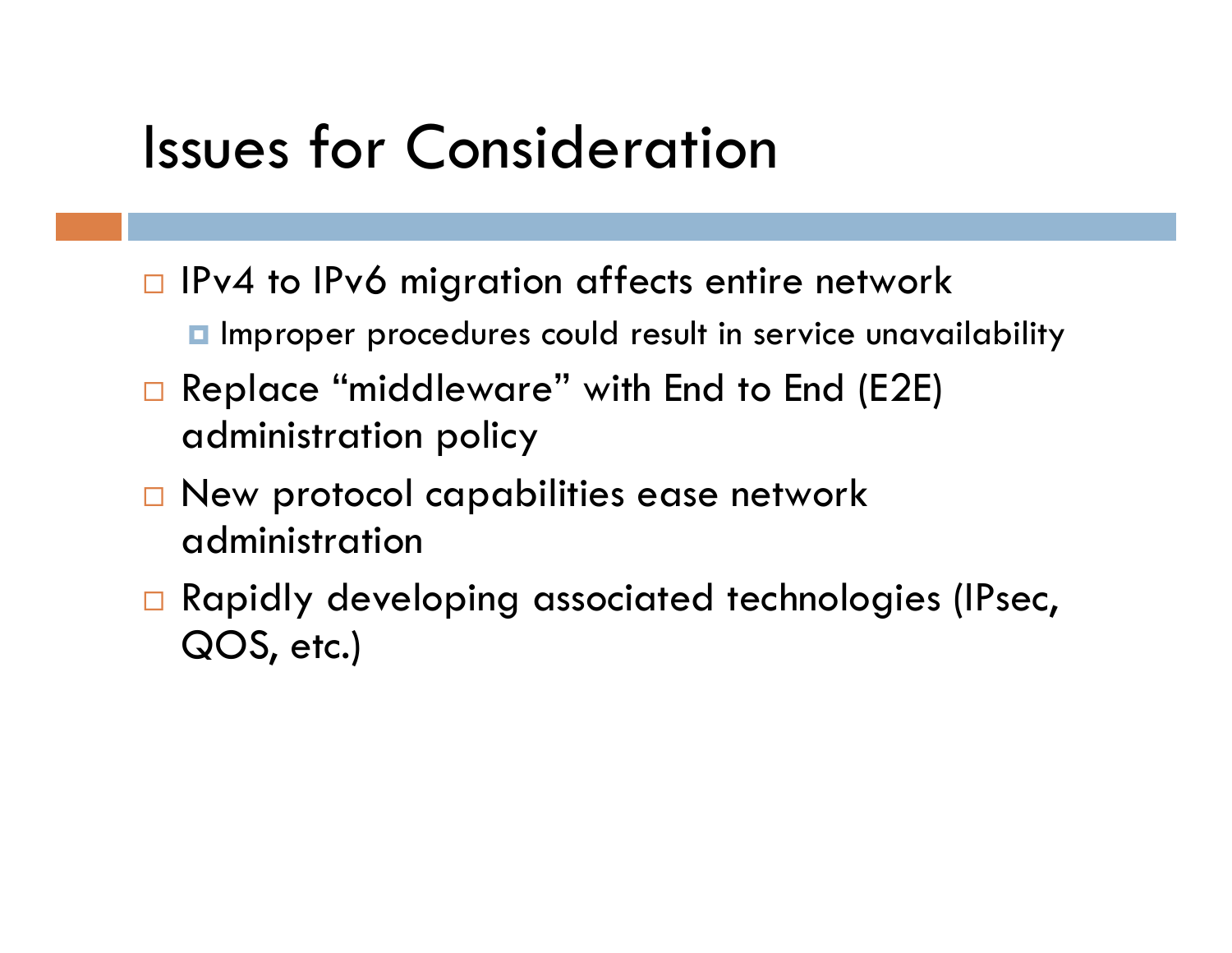# Issues for Consideration

- IPv4 to IPv6 migration affects entire network
  - Improper procedures could result in service unavailability
- Replace “middleware” with End to End (E2E) administration policy
- New protocol capabilities ease network administration
- Rapidly developing associated technologies (IPsec, QOS, etc.)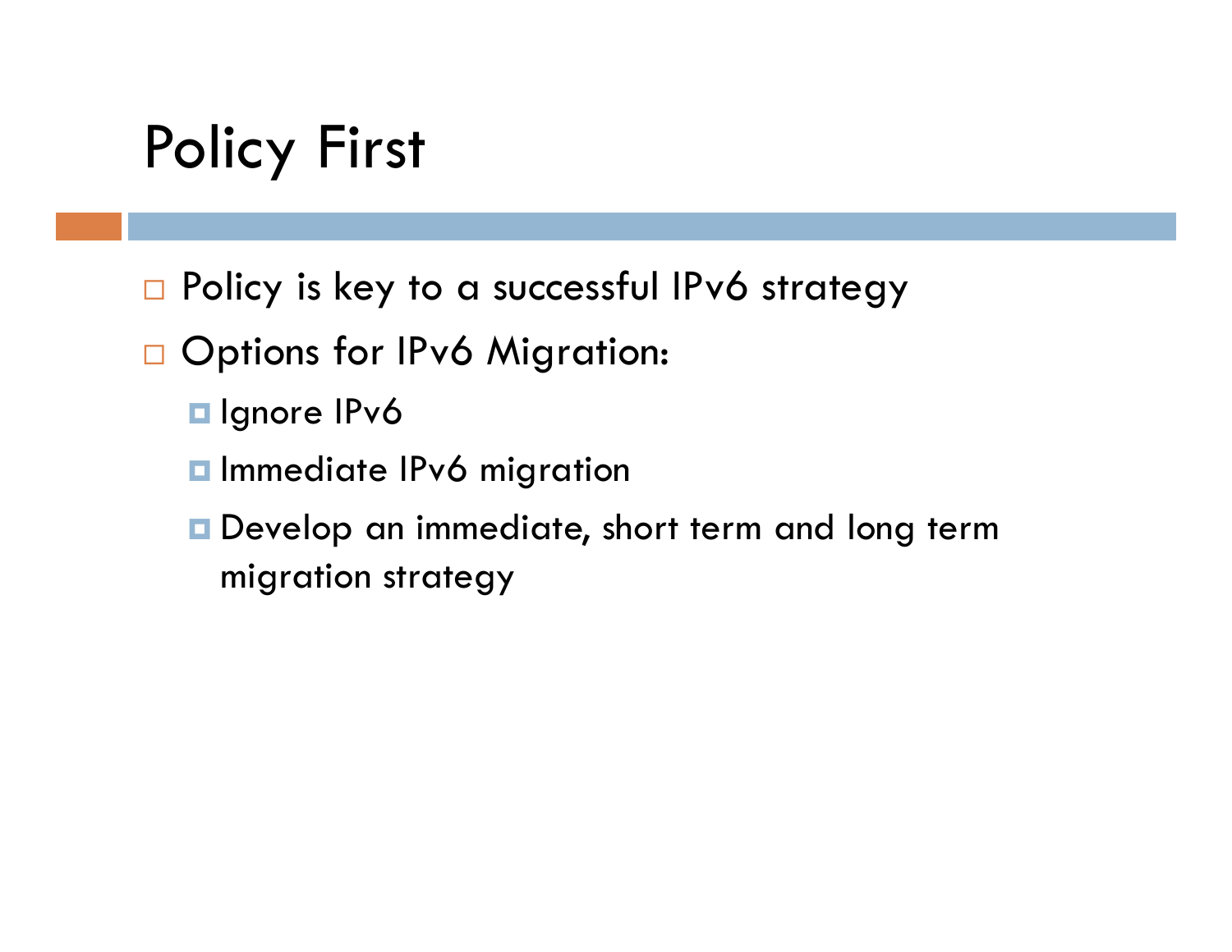# Policy First

- Policy is key to a successful IPv6 strategy
- Options for IPv6 Migration:
  - Ignore IPv6
  - Immediate IPv6 migration
  - Develop an immediate, short term and long term migration strategy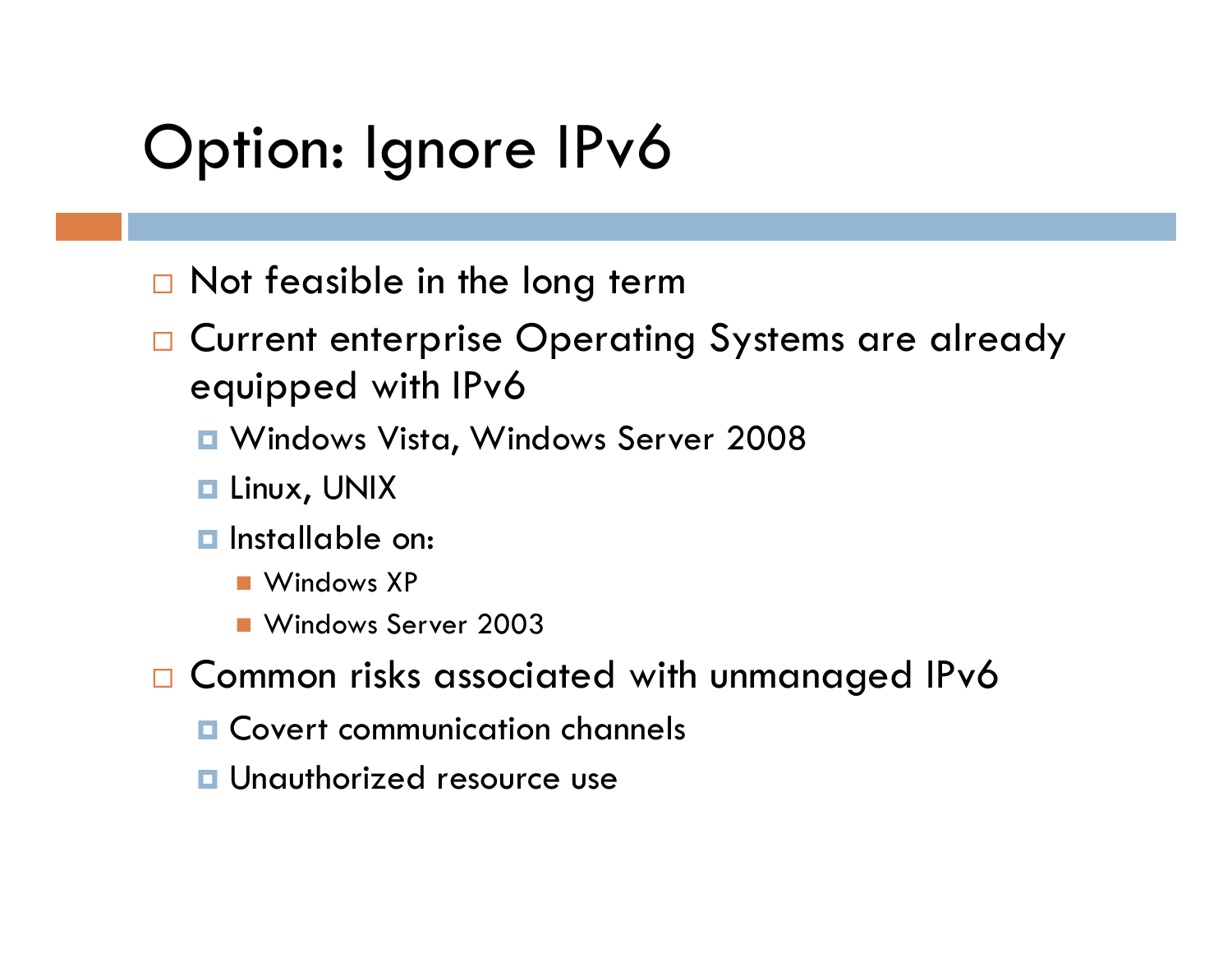# Option: Ignore IPv6

- Not feasible in the long term
- Current enterprise Operating Systems are already equipped with IPv6
  - Windows Vista, Windows Server 2008
  - Linux, UNIX
  - Installable on:
    - Windows XP
    - Windows Server 2003
- Common risks associated with unmanaged IPv6
  - Covert communication channels
  - Unauthorized resource use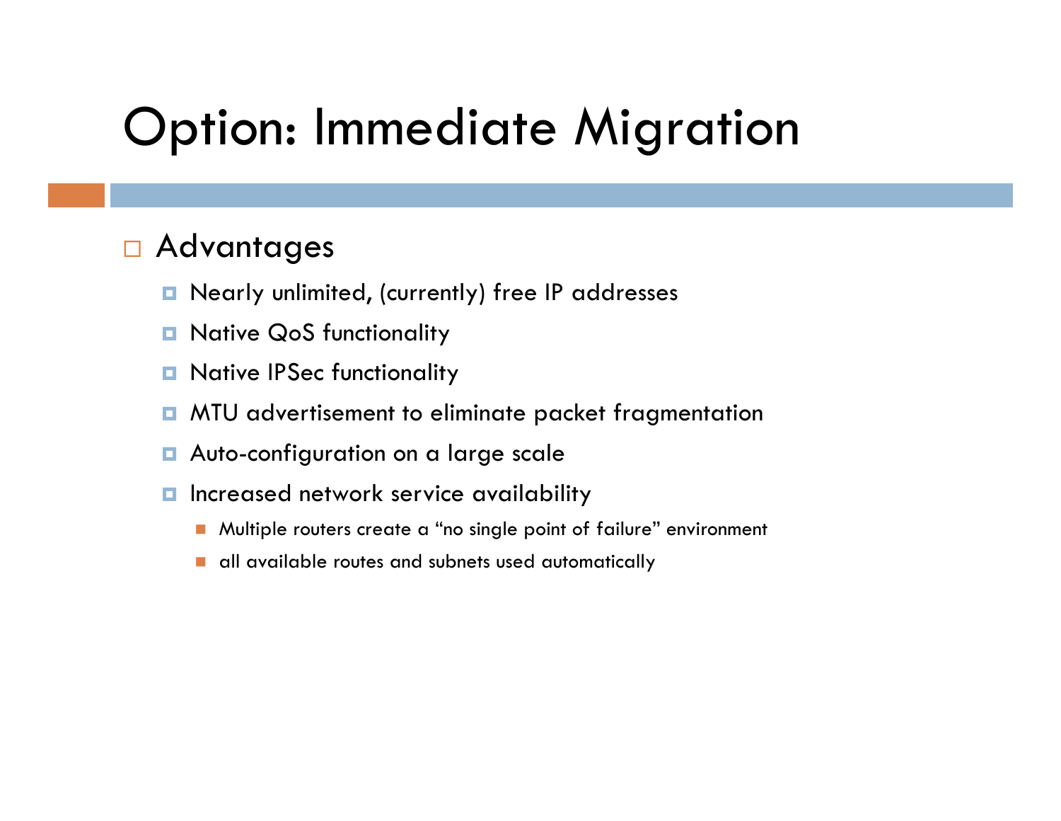# Option: Immediate Migration

- Advantages
  - Nearly unlimited, (currently) free IP addresses
  - Native QoS functionality
  - Native IPSec functionality
  - MTU advertisement to eliminate packet fragmentation
  - Auto-configuration on a large scale
  - Increased network service availability
    - Multiple routers create a “no single point of failure” environment
    - all available routes and subnets used automatically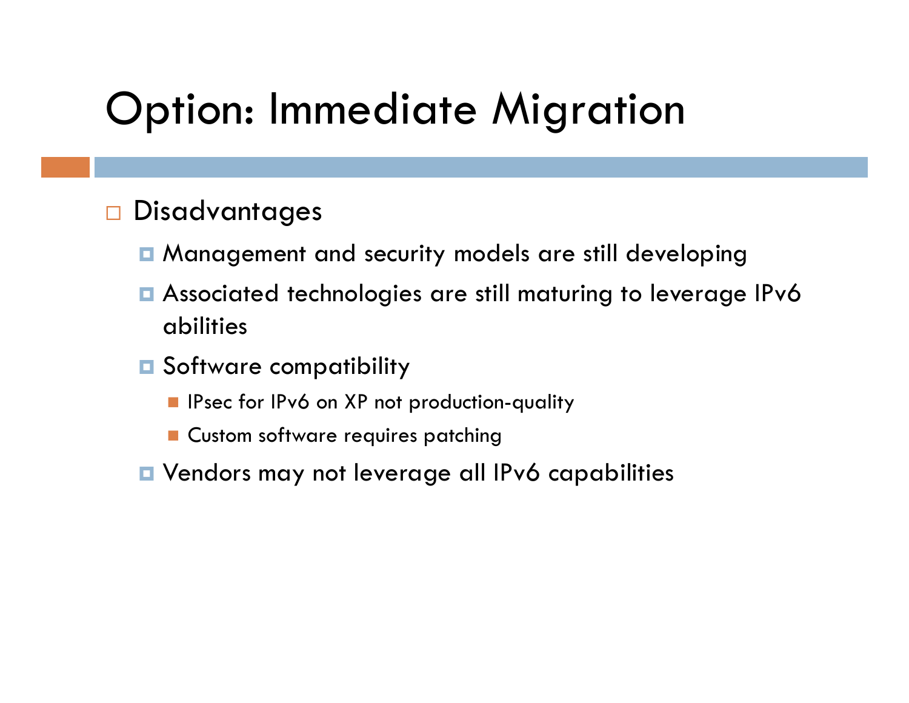# Option: Immediate Migration

- Disadvantages
  - Management and security models are still developing
  - Associated technologies are still maturing to leverage IPv6 abilities
  - Software compatibility
    - IPsec for IPv6 on XP not production-quality
    - Custom software requires patching
  - Vendors may not leverage all IPv6 capabilities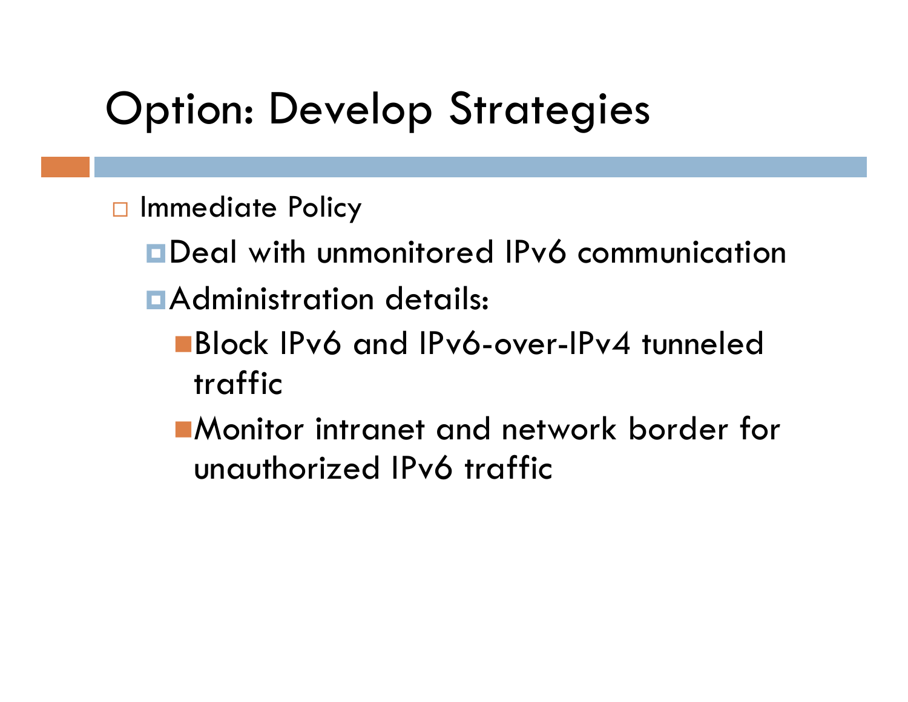# Option: Develop Strategies

- Immediate Policy
  - Deal with unmonitored IPv6 communication
  - Administration details:
    - Block IPv6 and IPv6-over-IPv4 tunneled traffic
    - Monitor intranet and network border for unauthorized IPv6 traffic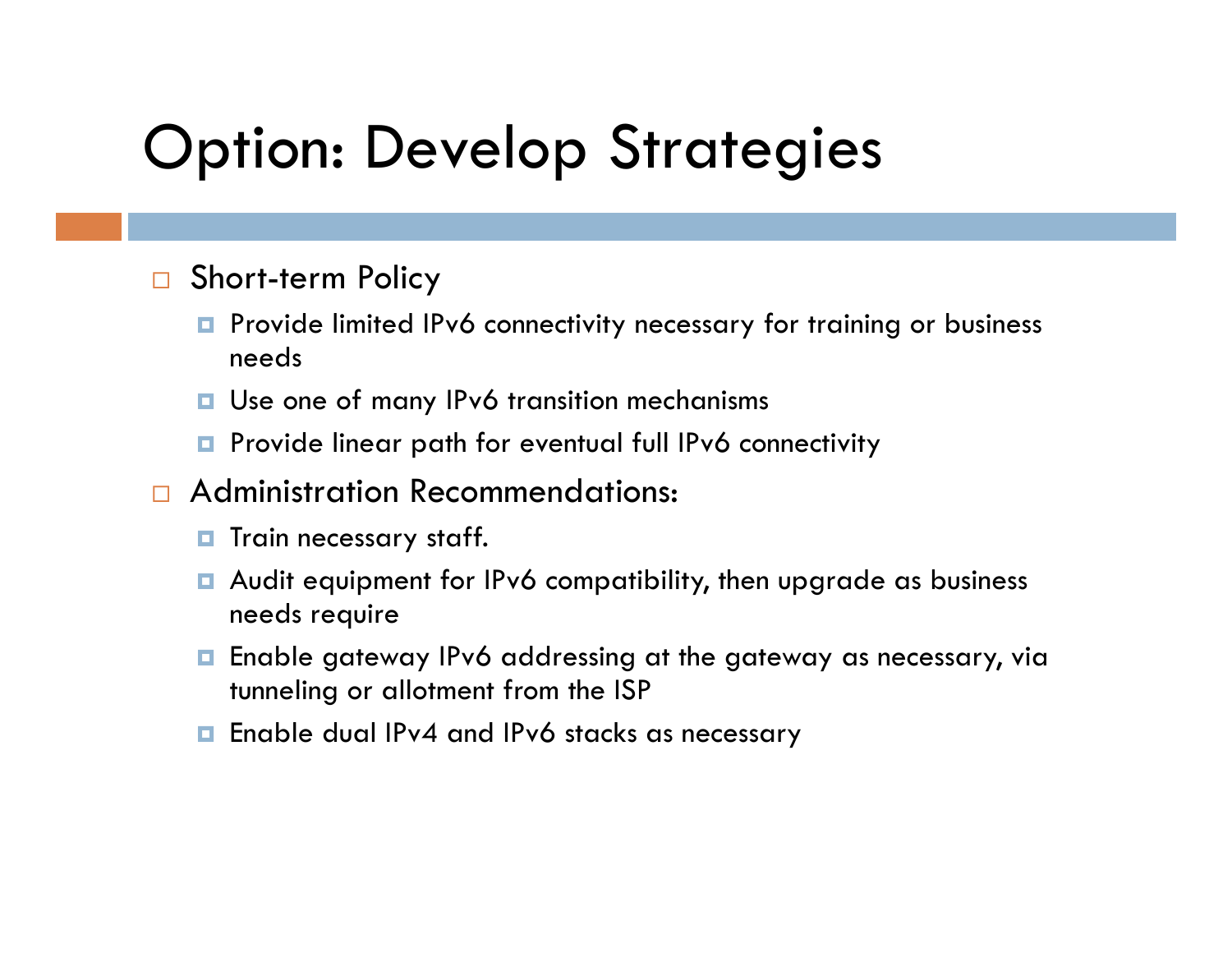# Option: Develop Strategies

- Short-term Policy
  - Provide limited IPv6 connectivity necessary for training or business needs
  - Use one of many IPv6 transition mechanisms
  - Provide linear path for eventual full IPv6 connectivity
- Administration Recommendations:
  - Train necessary staff.
  - Audit equipment for IPv6 compatibility, then upgrade as business needs require
  - Enable gateway IPv6 addressing at the gateway as necessary, via tunneling or allotment from the ISP
  - Enable dual IPv4 and IPv6 stacks as necessary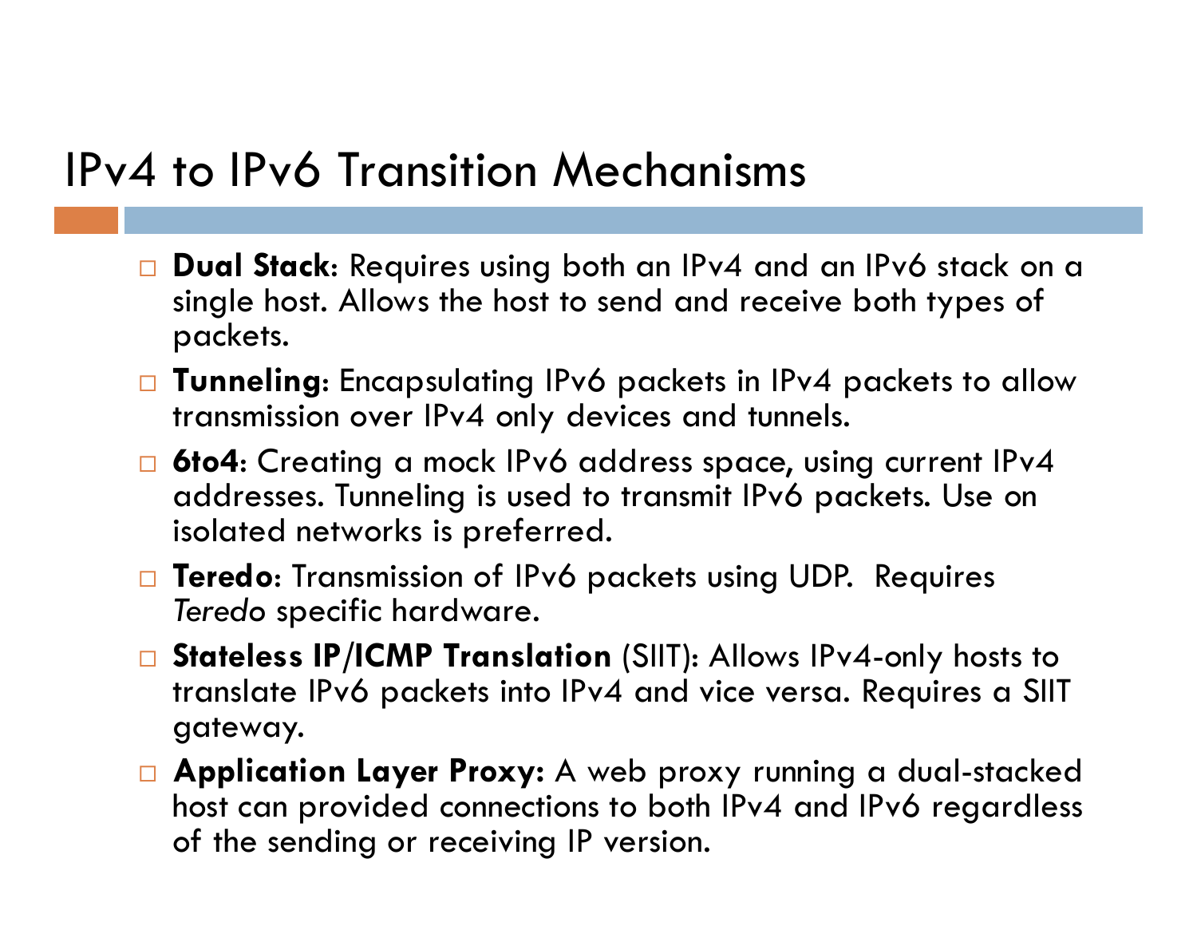# IPv4 to IPv6 Transition Mechanisms

- **Dual Stack**: Requires using both an IPv4 and an IPv6 stack on a single host. Allows the host to send and receive both types of packets.
- **Tunneling**: Encapsulating IPv6 packets in IPv4 packets to allow transmission over IPv4 only devices and tunnels.
- **6to4**: Creating a mock IPv6 address space, using current IPv4 addresses. Tunneling is used to transmit IPv6 packets. Use on isolated networks is preferred.
- **Teredo**: Transmission of IPv6 packets using UDP. Requires *Teredo* specific hardware.
- **Stateless IP/ICMP Translation** (SIIT): Allows IPv4-only hosts to translate IPv6 packets into IPv4 and vice versa. Requires a SIIT gateway.
- **Application Layer Proxy:** A web proxy running a dual-stacked host can provided connections to both IPv4 and IPv6 regardless of the sending or receiving IP version.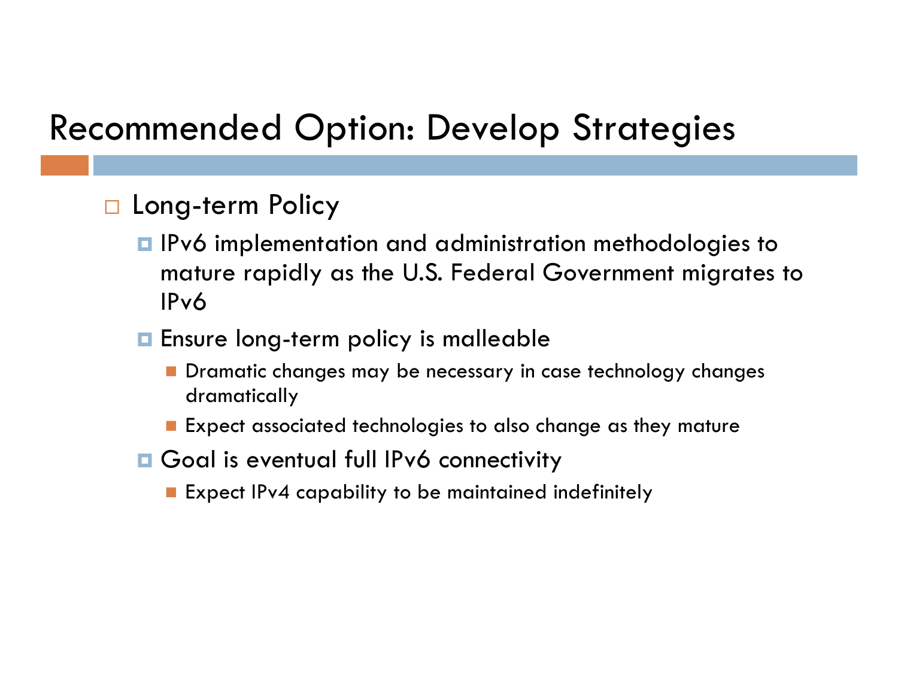# Recommended Option: Develop Strategies

- Long-term Policy
  - IPv6 implementation and administration methodologies to mature rapidly as the U.S. Federal Government migrates to IPv6
  - Ensure long-term policy is malleable
    - Dramatic changes may be necessary in case technology changes dramatically
    - Expect associated technologies to also change as they mature
  - Goal is eventual full IPv6 connectivity
    - Expect IPv4 capability to be maintained indefinitely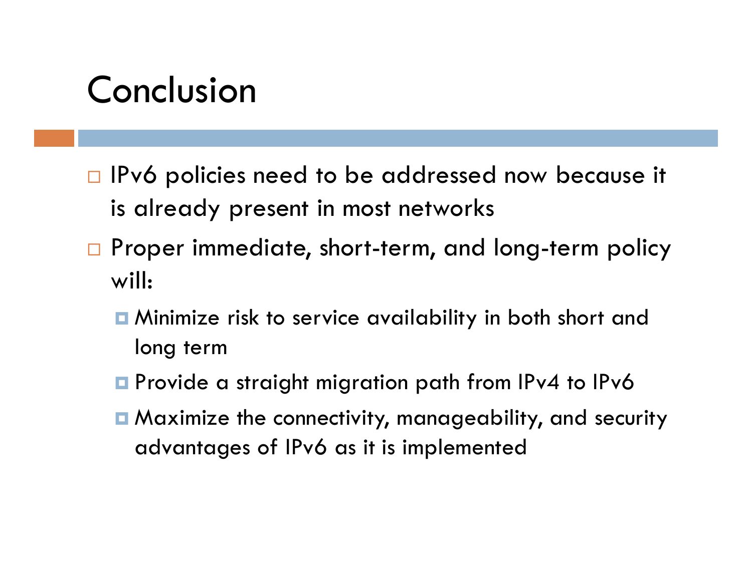# Conclusion

- IPv6 policies need to be addressed now because it is already present in most networks
- Proper immediate, short-term, and long-term policy will:
  - Minimize risk to service availability in both short and long term
  - Provide a straight migration path from IPv4 to IPv6
  - Maximize the connectivity, manageability, and security advantages of IPv6 as it is implemented